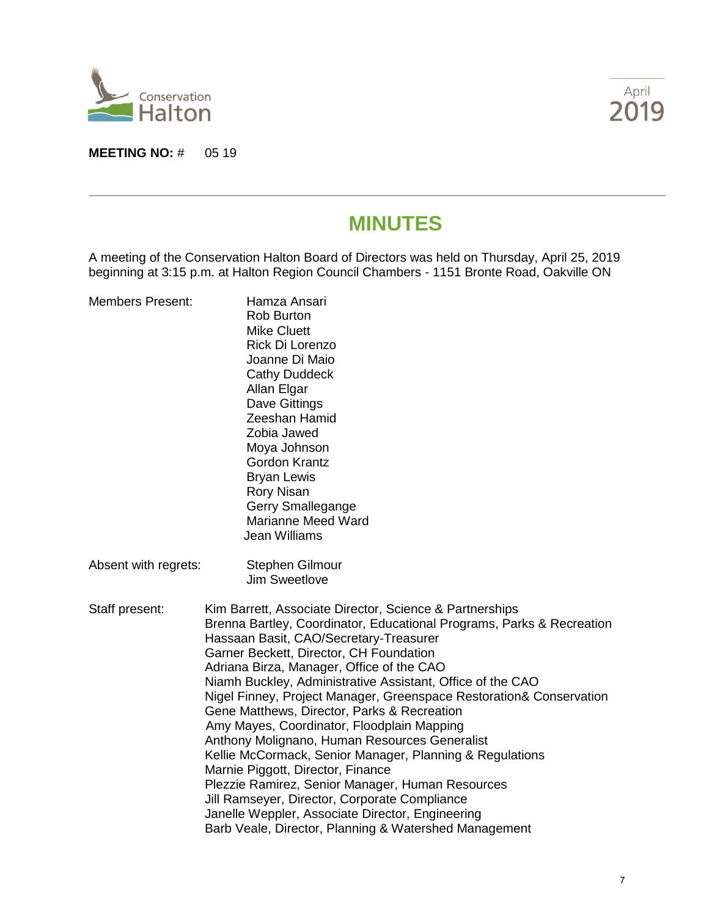Conservation Halton

April 2019

**MEETING NO:** # 05 19

# MINUTES

A meeting of the Conservation Halton Board of Directors was held on Thursday, April 25, 2019 beginning at 3:15 p.m. at Halton Region Council Chambers - 1151 Bronte Road, Oakville ON

Members Present:

- Hamza Ansari
- Rob Burton
- Mike Cluett
- Rick Di Lorenzo
- Joanne Di Maio
- Cathy Duddeck
- Allan Elgar
- Dave Gittings
- Zeeshan Hamid
- Zobia Jawed
- Moya Johnson
- Gordon Krantz
- Bryan Lewis
- Rory Nisan
- Gerry Smallegange
- Marianne Meed Ward
- Jean Williams

Absent with regrets:

- Stephen Gilmour
- Jim Sweetlove

Staff present:

- Kim Barrett, Associate Director, Science & Partnerships
- Brenna Bartley, Coordinator, Educational Programs, Parks & Recreation
- Hassaan Basit, CAO/Secretary-Treasurer
- Garner Beckett, Director, CH Foundation
- Adriana Birza, Manager, Office of the CAO
- Niamh Buckley, Administrative Assistant, Office of the CAO
- Nigel Finney, Project Manager, Greenspace Restoration& Conservation
- Gene Matthews, Director, Parks & Recreation
- Amy Mayes, Coordinator, Floodplain Mapping
- Anthony Molignano, Human Resources Generalist
- Kellie McCormack, Senior Manager, Planning & Regulations
- Marnie Piggott, Director, Finance
- Plezzie Ramirez, Senior Manager, Human Resources
- Jill Ramseyer, Director, Corporate Compliance
- Janelle Weppler, Associate Director, Engineering
- Barb Veale, Director, Planning & Watershed Management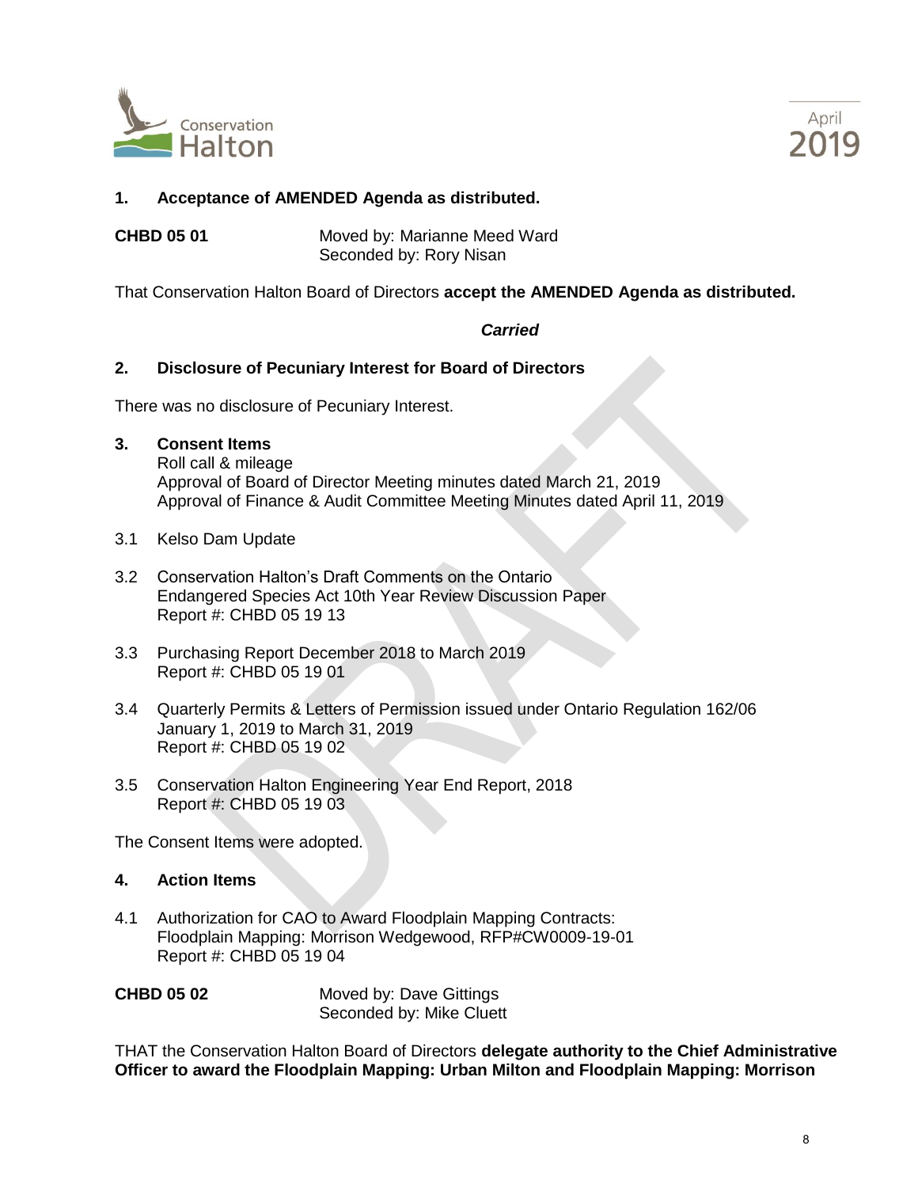## 1. Acceptance of AMENDED Agenda as distributed.

**CHBD 05 01** Moved by: Marianne Meed Ward
Seconded by: Rory Nisan

That Conservation Halton Board of Directors **accept the AMENDED Agenda as distributed.**

***Carried***

## 2. Disclosure of Pecuniary Interest for Board of Directors

There was no disclosure of Pecuniary Interest.

## 3. Consent Items

Roll call & mileage
Approval of Board of Director Meeting minutes dated March 21, 2019
Approval of Finance & Audit Committee Meeting Minutes dated April 11, 2019

3.1 Kelso Dam Update

3.2 Conservation Halton's Draft Comments on the Ontario Endangered Species Act 10th Year Review Discussion Paper
Report #: CHBD 05 19 13

3.3 Purchasing Report December 2018 to March 2019
Report #: CHBD 05 19 01

3.4 Quarterly Permits & Letters of Permission issued under Ontario Regulation 162/06 January 1, 2019 to March 31, 2019
Report #: CHBD 05 19 02

3.5 Conservation Halton Engineering Year End Report, 2018
Report #: CHBD 05 19 03

The Consent Items were adopted.

## 4. Action Items

4.1 Authorization for CAO to Award Floodplain Mapping Contracts:
Floodplain Mapping: Morrison Wedgewood, RFP#CW0009-19-01
Report #: CHBD 05 19 04

**CHBD 05 02** Moved by: Dave Gittings
Seconded by: Mike Cluett

THAT the Conservation Halton Board of Directors **delegate authority to the Chief Administrative Officer to award the Floodplain Mapping: Urban Milton and Floodplain Mapping: Morrison**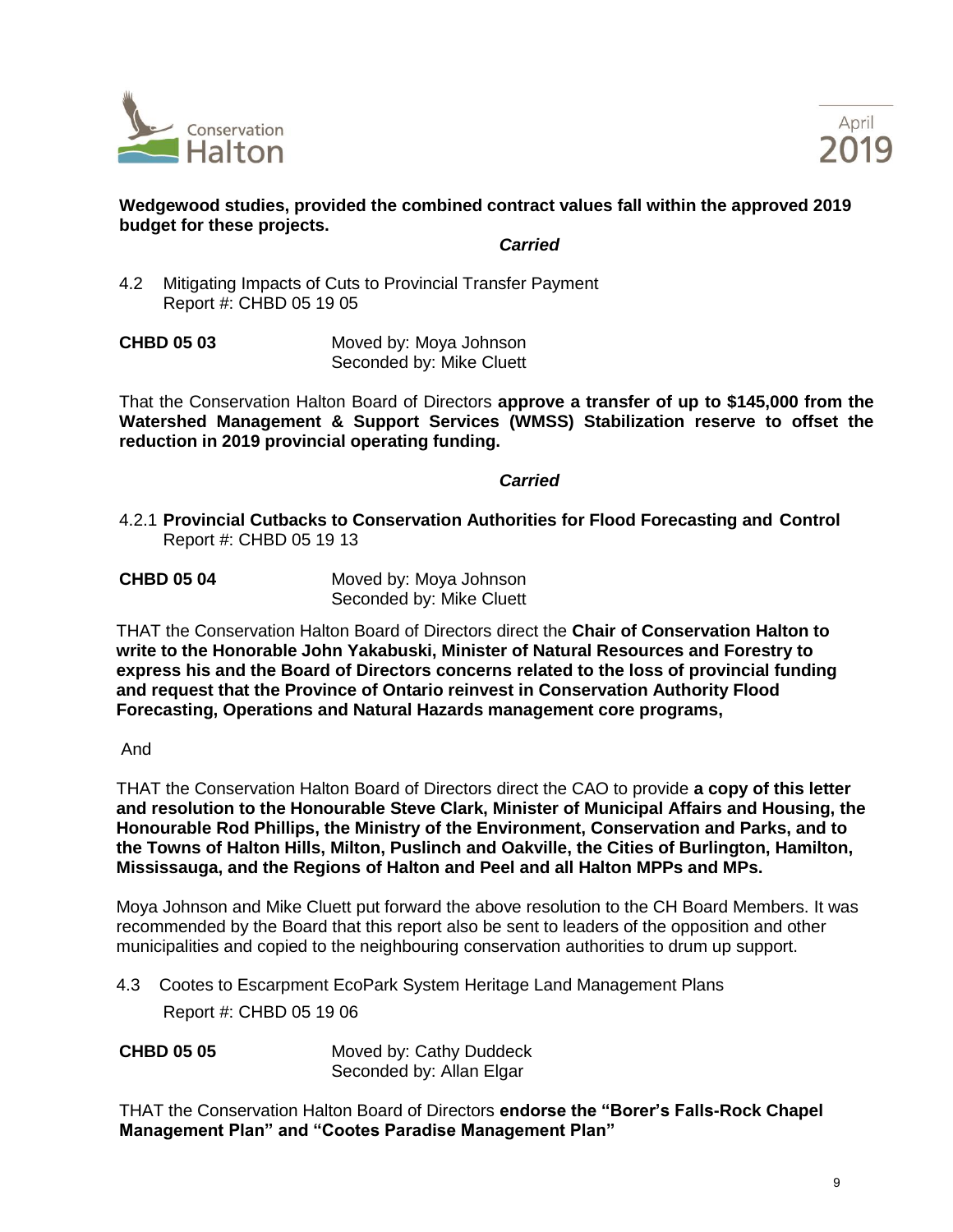**Wedgewood studies, provided the combined contract values fall within the approved 2019 budget for these projects.**

***Carried***

4.2 Mitigating Impacts of Cuts to Provincial Transfer Payment
Report #: CHBD 05 19 05

**CHBD 05 03** Moved by: Moya Johnson
Seconded by: Mike Cluett

That the Conservation Halton Board of Directors **approve a transfer of up to $145,000 from the Watershed Management & Support Services (WMSS) Stabilization reserve to offset the reduction in 2019 provincial operating funding.**

***Carried***

4.2.1 **Provincial Cutbacks to Conservation Authorities for Flood Forecasting and Control**
Report #: CHBD 05 19 13

**CHBD 05 04** Moved by: Moya Johnson
Seconded by: Mike Cluett

THAT the Conservation Halton Board of Directors direct the **Chair of Conservation Halton to write to the Honorable John Yakabuski, Minister of Natural Resources and Forestry to express his and the Board of Directors concerns related to the loss of provincial funding and request that the Province of Ontario reinvest in Conservation Authority Flood Forecasting, Operations and Natural Hazards management core programs,**

And

THAT the Conservation Halton Board of Directors direct the CAO to provide **a copy of this letter and resolution to the Honourable Steve Clark, Minister of Municipal Affairs and Housing, the Honourable Rod Phillips, the Ministry of the Environment, Conservation and Parks, and to the Towns of Halton Hills, Milton, Puslinch and Oakville, the Cities of Burlington, Hamilton, Mississauga, and the Regions of Halton and Peel and all Halton MPPs and MPs.**

Moya Johnson and Mike Cluett put forward the above resolution to the CH Board Members. It was recommended by the Board that this report also be sent to leaders of the opposition and other municipalities and copied to the neighbouring conservation authorities to drum up support.

4.3 Cootes to Escarpment EcoPark System Heritage Land Management Plans
Report #: CHBD 05 19 06

**CHBD 05 05** Moved by: Cathy Duddeck
Seconded by: Allan Elgar

THAT the Conservation Halton Board of Directors **endorse the "Borer's Falls-Rock Chapel Management Plan" and "Cootes Paradise Management Plan"**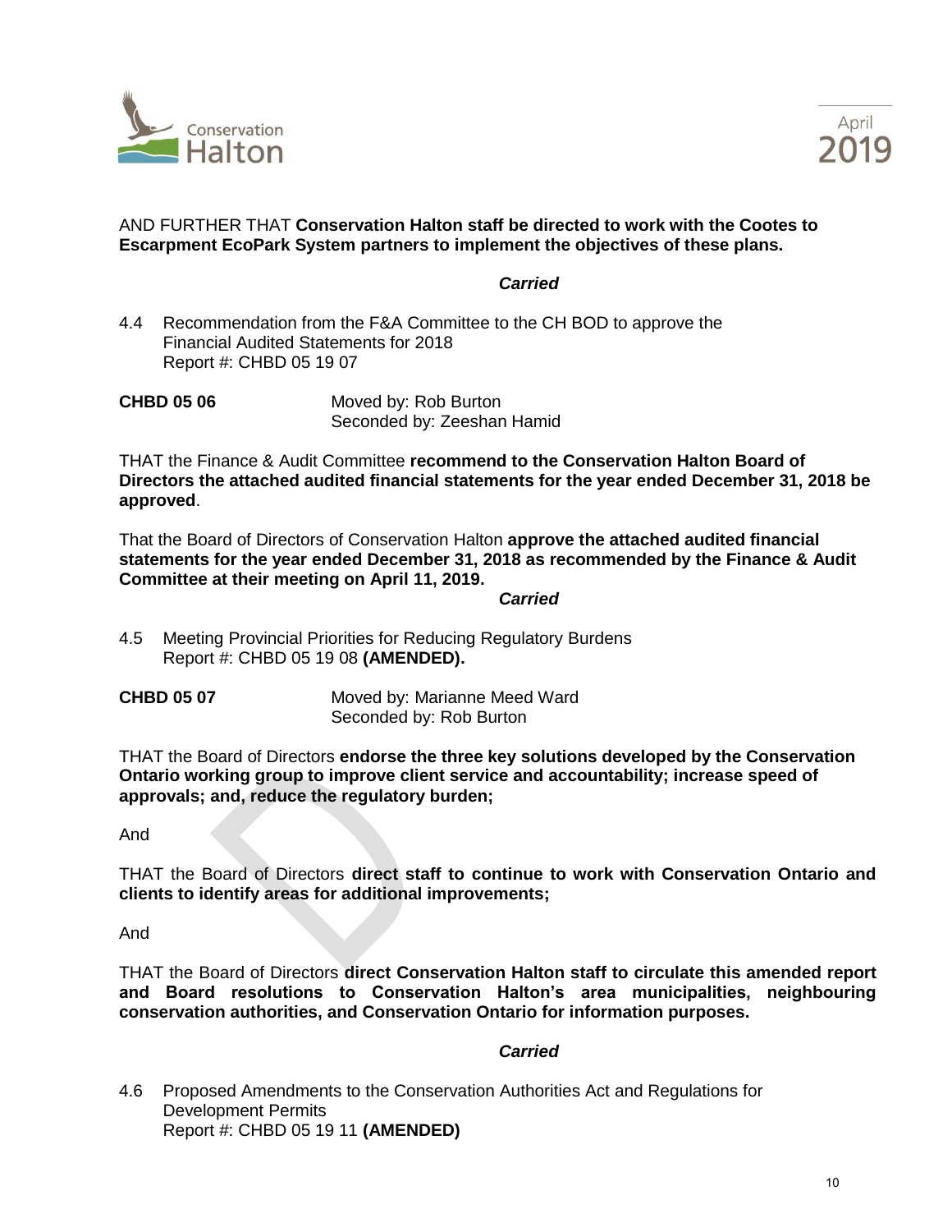AND FURTHER THAT **Conservation Halton staff be directed to work with the Cootes to Escarpment EcoPark System partners to implement the objectives of these plans.**

***Carried***

4.4 Recommendation from the F&A Committee to the CH BOD to approve the Financial Audited Statements for 2018
Report #: CHBD 05 19 07

**CHBD 05 06** Moved by: Rob Burton
Seconded by: Zeeshan Hamid

THAT the Finance & Audit Committee **recommend to the Conservation Halton Board of Directors the attached audited financial statements for the year ended December 31, 2018 be approved**.

That the Board of Directors of Conservation Halton **approve the attached audited financial statements for the year ended December 31, 2018 as recommended by the Finance & Audit Committee at their meeting on April 11, 2019.**

***Carried***

4.5 Meeting Provincial Priorities for Reducing Regulatory Burdens
Report #: CHBD 05 19 08 **(AMENDED).**

**CHBD 05 07** Moved by: Marianne Meed Ward
Seconded by: Rob Burton

THAT the Board of Directors **endorse the three key solutions developed by the Conservation Ontario working group to improve client service and accountability; increase speed of approvals; and, reduce the regulatory burden;**

And

THAT the Board of Directors **direct staff to continue to work with Conservation Ontario and clients to identify areas for additional improvements;**

And

THAT the Board of Directors **direct Conservation Halton staff to circulate this amended report and Board resolutions to Conservation Halton's area municipalities, neighbouring conservation authorities, and Conservation Ontario for information purposes.**

***Carried***

4.6 Proposed Amendments to the Conservation Authorities Act and Regulations for Development Permits
Report #: CHBD 05 19 11 **(AMENDED)**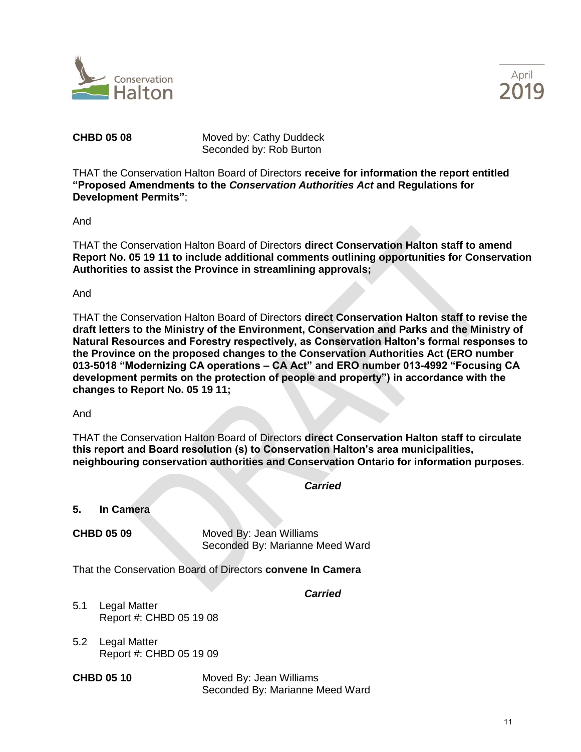**CHBD 05 08** Moved by: Cathy Duddeck
Seconded by: Rob Burton

THAT the Conservation Halton Board of Directors **receive for information the report entitled "Proposed Amendments to the *Conservation Authorities Act* and Regulations for Development Permits"**;

And

THAT the Conservation Halton Board of Directors **direct Conservation Halton staff to amend Report No. 05 19 11 to include additional comments outlining opportunities for Conservation Authorities to assist the Province in streamlining approvals;**

And

THAT the Conservation Halton Board of Directors **direct Conservation Halton staff to revise the draft letters to the Ministry of the Environment, Conservation and Parks and the Ministry of Natural Resources and Forestry respectively, as Conservation Halton's formal responses to the Province on the proposed changes to the Conservation Authorities Act (ERO number 013-5018 "Modernizing CA operations – CA Act" and ERO number 013-4992 "Focusing CA development permits on the protection of people and property") in accordance with the changes to Report No. 05 19 11;**

And

THAT the Conservation Halton Board of Directors **direct Conservation Halton staff to circulate this report and Board resolution (s) to Conservation Halton's area municipalities, neighbouring conservation authorities and Conservation Ontario for information purposes**.

***Carried***

## 5. In Camera

**CHBD 05 09** Moved By: Jean Williams
Seconded By: Marianne Meed Ward

That the Conservation Board of Directors **convene In Camera**

***Carried***

5.1 Legal Matter
Report #: CHBD 05 19 08

5.2 Legal Matter
Report #: CHBD 05 19 09

**CHBD 05 10** Moved By: Jean Williams
Seconded By: Marianne Meed Ward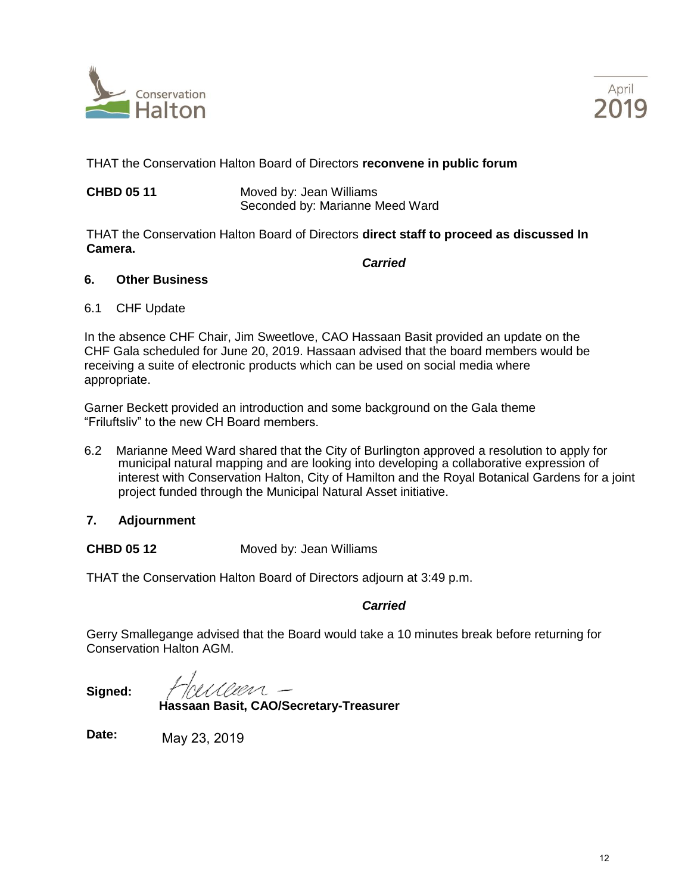THAT the Conservation Halton Board of Directors **reconvene in public forum**

**CHBD 05 11** Moved by: Jean Williams
Seconded by: Marianne Meed Ward

THAT the Conservation Halton Board of Directors **direct staff to proceed as discussed In Camera.**

***Carried***

## 6. Other Business

6.1 CHF Update

In the absence CHF Chair, Jim Sweetlove, CAO Hassaan Basit provided an update on the CHF Gala scheduled for June 20, 2019. Hassaan advised that the board members would be receiving a suite of electronic products which can be used on social media where appropriate.

Garner Beckett provided an introduction and some background on the Gala theme "Friluftsliv" to the new CH Board members.

6.2 Marianne Meed Ward shared that the City of Burlington approved a resolution to apply for municipal natural mapping and are looking into developing a collaborative expression of interest with Conservation Halton, City of Hamilton and the Royal Botanical Gardens for a joint project funded through the Municipal Natural Asset initiative.

## 7. Adjournment

**CHBD 05 12** Moved by: Jean Williams

THAT the Conservation Halton Board of Directors adjourn at 3:49 p.m.

***Carried***

Gerry Smallegange advised that the Board would take a 10 minutes break before returning for Conservation Halton AGM.

**Signed:**
**Hassaan Basit, CAO/Secretary-Treasurer**

**Date:** May 23, 2019